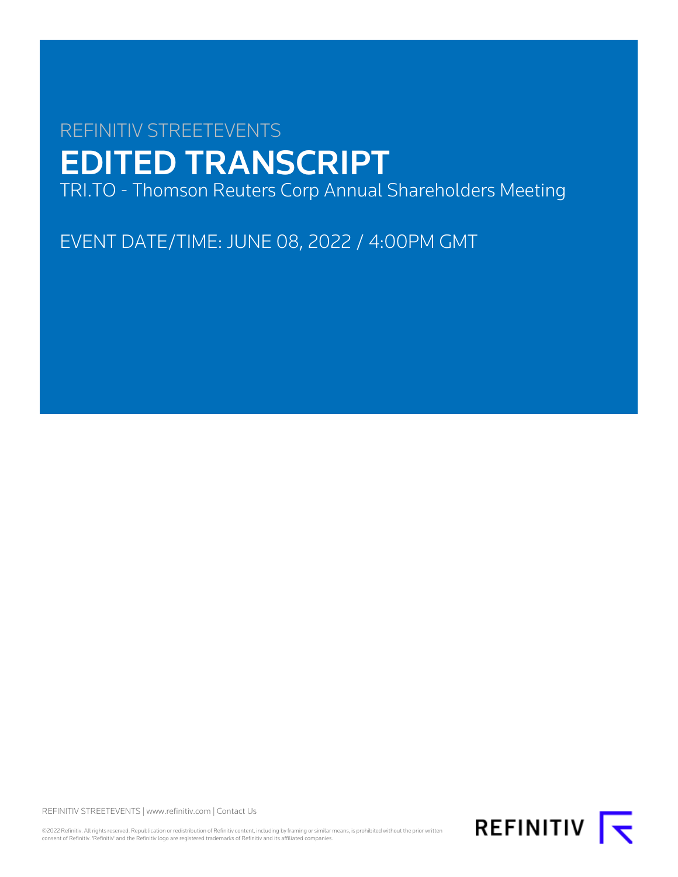REFINITIV STREETEVENTS

# EDITED TRANSCRIPT

TRI.TO - Thomson Reuters Corp Annual Shareholders Meeting

EVENT DATE/TIME: JUNE 08, 2022 / 4:00PM GMT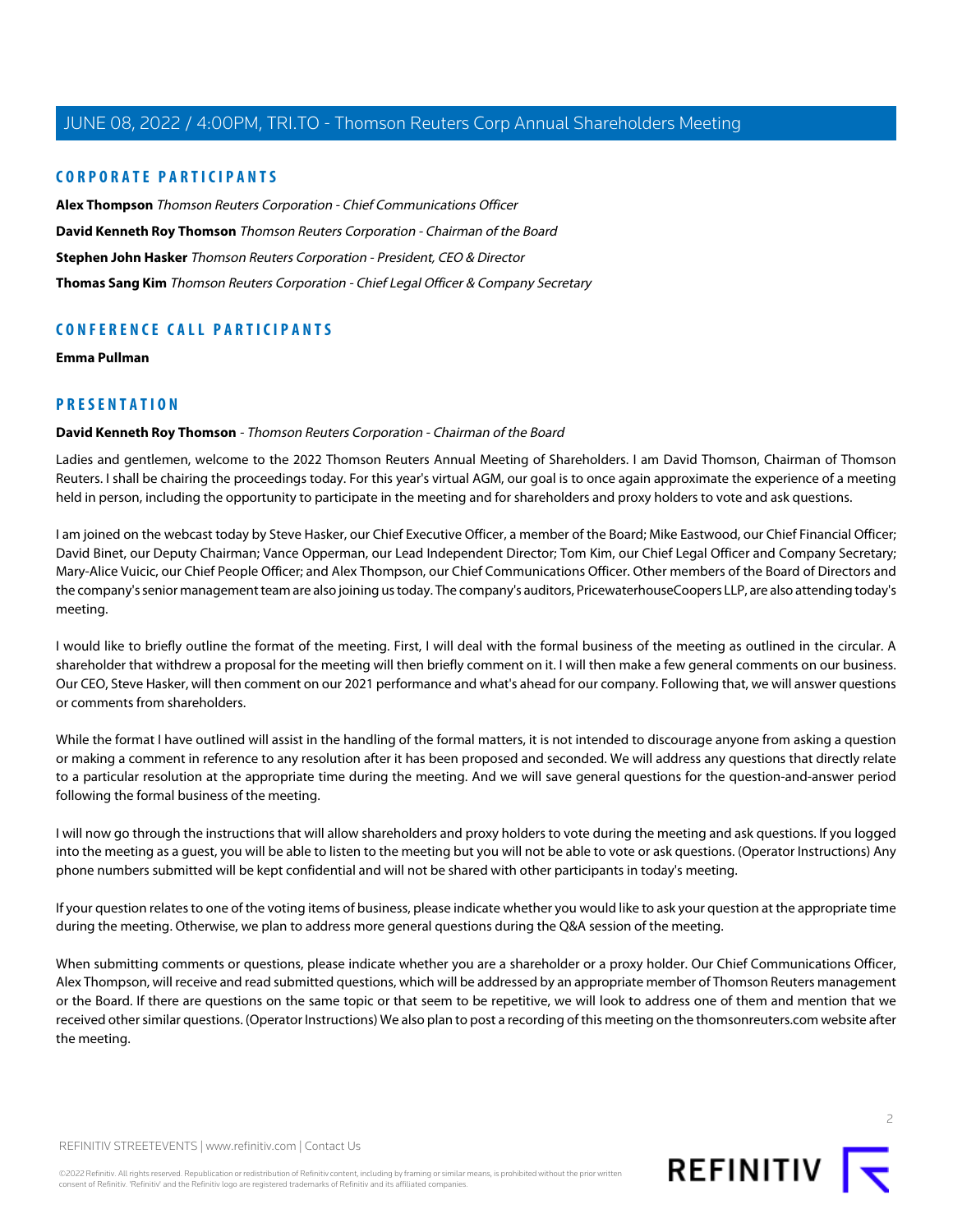## CORPORATE PARTICIPANTS

**Alex Thompson** *Thomson Reuters Corporation - Chief Communications Officer*

**David Kenneth Roy Thomson** *Thomson Reuters Corporation - Chairman of the Board*

**Stephen John Hasker** *Thomson Reuters Corporation - President, CEO & Director*

**Thomas Sang Kim** *Thomson Reuters Corporation - Chief Legal Officer & Company Secretary*

## CONFERENCE CALL PARTICIPANTS

**Emma Pullman**

## PRESENTATION

**David Kenneth Roy Thomson** - *Thomson Reuters Corporation - Chairman of the Board*

Ladies and gentlemen, welcome to the 2022 Thomson Reuters Annual Meeting of Shareholders. I am David Thomson, Chairman of Thomson Reuters. I shall be chairing the proceedings today. For this year's virtual AGM, our goal is to once again approximate the experience of a meeting held in person, including the opportunity to participate in the meeting and for shareholders and proxy holders to vote and ask questions.

I am joined on the webcast today by Steve Hasker, our Chief Executive Officer, a member of the Board; Mike Eastwood, our Chief Financial Officer; David Binet, our Deputy Chairman; Vance Opperman, our Lead Independent Director; Tom Kim, our Chief Legal Officer and Company Secretary; Mary-Alice Vuicic, our Chief People Officer; and Alex Thompson, our Chief Communications Officer. Other members of the Board of Directors and the company's senior management team are also joining us today. The company's auditors, PricewaterhouseCoopers LLP, are also attending today's meeting.

I would like to briefly outline the format of the meeting. First, I will deal with the formal business of the meeting as outlined in the circular. A shareholder that withdrew a proposal for the meeting will then briefly comment on it. I will then make a few general comments on our business. Our CEO, Steve Hasker, will then comment on our 2021 performance and what's ahead for our company. Following that, we will answer questions or comments from shareholders.

While the format I have outlined will assist in the handling of the formal matters, it is not intended to discourage anyone from asking a question or making a comment in reference to any resolution after it has been proposed and seconded. We will address any questions that directly relate to a particular resolution at the appropriate time during the meeting. And we will save general questions for the question-and-answer period following the formal business of the meeting.

I will now go through the instructions that will allow shareholders and proxy holders to vote during the meeting and ask questions. If you logged into the meeting as a guest, you will be able to listen to the meeting but you will not be able to vote or ask questions. (Operator Instructions) Any phone numbers submitted will be kept confidential and will not be shared with other participants in today's meeting.

If your question relates to one of the voting items of business, please indicate whether you would like to ask your question at the appropriate time during the meeting. Otherwise, we plan to address more general questions during the Q&A session of the meeting.

When submitting comments or questions, please indicate whether you are a shareholder or a proxy holder. Our Chief Communications Officer, Alex Thompson, will receive and read submitted questions, which will be addressed by an appropriate member of Thomson Reuters management or the Board. If there are questions on the same topic or that seem to be repetitive, we will look to address one of them and mention that we received other similar questions. (Operator Instructions) We also plan to post a recording of this meeting on the thomsonreuters.com website after the meeting.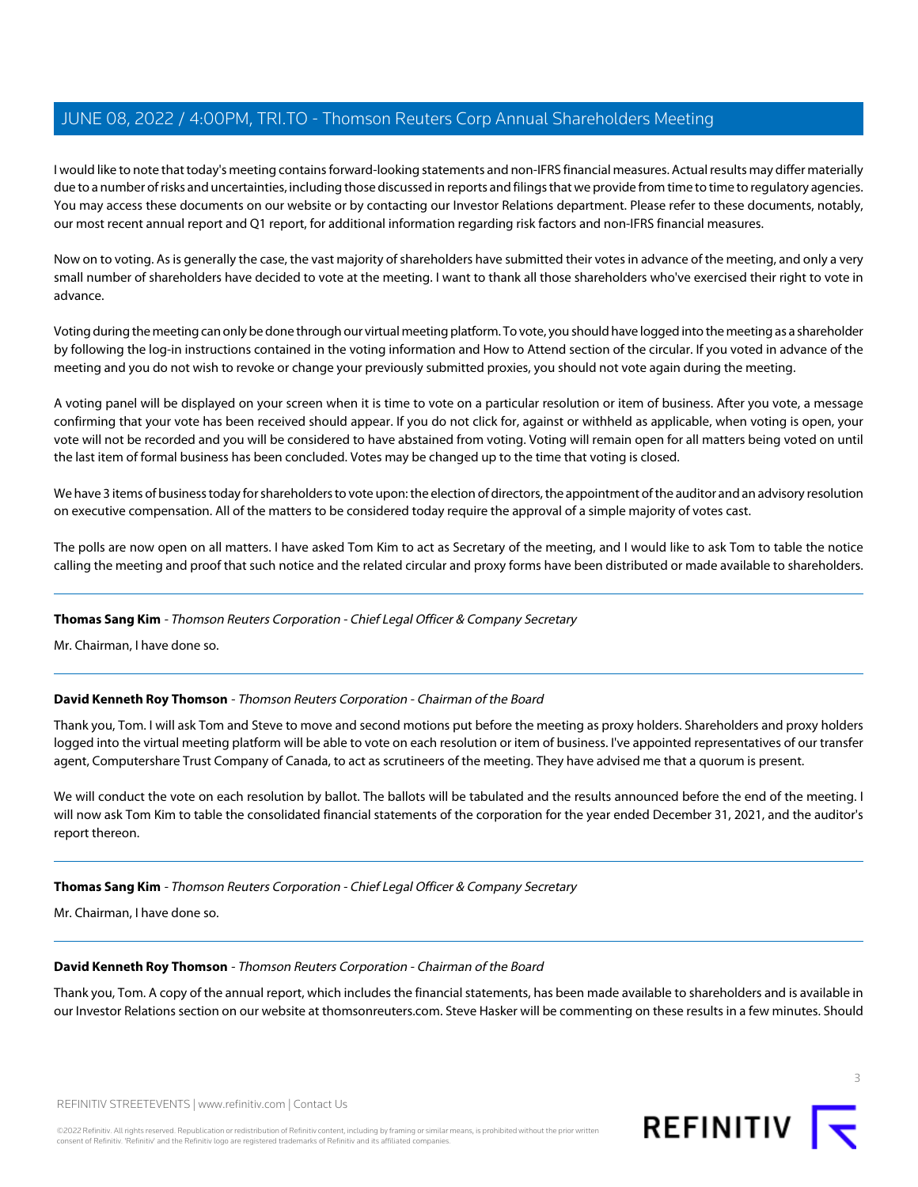I would like to note that today's meeting contains forward-looking statements and non-IFRS financial measures. Actual results may differ materially due to a number of risks and uncertainties, including those discussed in reports and filings that we provide from time to time to regulatory agencies. You may access these documents on our website or by contacting our Investor Relations department. Please refer to these documents, notably, our most recent annual report and Q1 report, for additional information regarding risk factors and non-IFRS financial measures.

Now on to voting. As is generally the case, the vast majority of shareholders have submitted their votes in advance of the meeting, and only a very small number of shareholders have decided to vote at the meeting. I want to thank all those shareholders who've exercised their right to vote in advance.

Voting during the meeting can only be done through our virtual meeting platform. To vote, you should have logged into the meeting as a shareholder by following the log-in instructions contained in the voting information and How to Attend section of the circular. If you voted in advance of the meeting and you do not wish to revoke or change your previously submitted proxies, you should not vote again during the meeting.

A voting panel will be displayed on your screen when it is time to vote on a particular resolution or item of business. After you vote, a message confirming that your vote has been received should appear. If you do not click for, against or withheld as applicable, when voting is open, your vote will not be recorded and you will be considered to have abstained from voting. Voting will remain open for all matters being voted on until the last item of formal business has been concluded. Votes may be changed up to the time that voting is closed.

We have 3 items of business today for shareholders to vote upon: the election of directors, the appointment of the auditor and an advisory resolution on executive compensation. All of the matters to be considered today require the approval of a simple majority of votes cast.

The polls are now open on all matters. I have asked Tom Kim to act as Secretary of the meeting, and I would like to ask Tom to table the notice calling the meeting and proof that such notice and the related circular and proxy forms have been distributed or made available to shareholders.

---

**Thomas Sang Kim** - *Thomson Reuters Corporation - Chief Legal Officer & Company Secretary*

Mr. Chairman, I have done so.

---

**David Kenneth Roy Thomson** - *Thomson Reuters Corporation - Chairman of the Board*

Thank you, Tom. I will ask Tom and Steve to move and second motions put before the meeting as proxy holders. Shareholders and proxy holders logged into the virtual meeting platform will be able to vote on each resolution or item of business. I've appointed representatives of our transfer agent, Computershare Trust Company of Canada, to act as scrutineers of the meeting. They have advised me that a quorum is present.

We will conduct the vote on each resolution by ballot. The ballots will be tabulated and the results announced before the end of the meeting. I will now ask Tom Kim to table the consolidated financial statements of the corporation for the year ended December 31, 2021, and the auditor's report thereon.

---

**Thomas Sang Kim** - *Thomson Reuters Corporation - Chief Legal Officer & Company Secretary*

Mr. Chairman, I have done so.

---

**David Kenneth Roy Thomson** - *Thomson Reuters Corporation - Chairman of the Board*

Thank you, Tom. A copy of the annual report, which includes the financial statements, has been made available to shareholders and is available in our Investor Relations section on our website at thomsonreuters.com. Steve Hasker will be commenting on these results in a few minutes. Should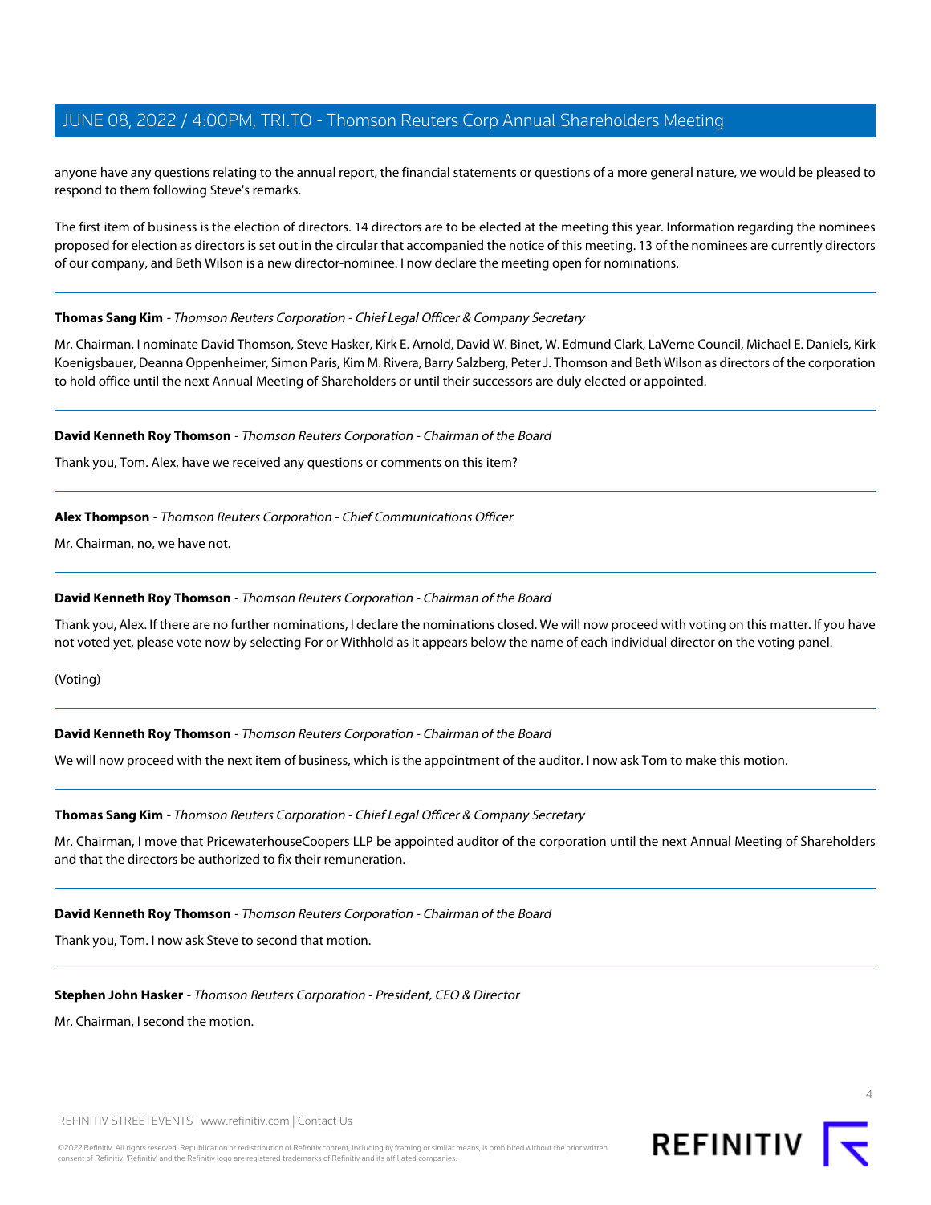anyone have any questions relating to the annual report, the financial statements or questions of a more general nature, we would be pleased to respond to them following Steve's remarks.

The first item of business is the election of directors. 14 directors are to be elected at the meeting this year. Information regarding the nominees proposed for election as directors is set out in the circular that accompanied the notice of this meeting. 13 of the nominees are currently directors of our company, and Beth Wilson is a new director-nominee. I now declare the meeting open for nominations.

---

**Thomas Sang Kim** - *Thomson Reuters Corporation - Chief Legal Officer & Company Secretary*

Mr. Chairman, I nominate David Thomson, Steve Hasker, Kirk E. Arnold, David W. Binet, W. Edmund Clark, LaVerne Council, Michael E. Daniels, Kirk Koenigsbauer, Deanna Oppenheimer, Simon Paris, Kim M. Rivera, Barry Salzberg, Peter J. Thomson and Beth Wilson as directors of the corporation to hold office until the next Annual Meeting of Shareholders or until their successors are duly elected or appointed.

---

**David Kenneth Roy Thomson** - *Thomson Reuters Corporation - Chairman of the Board*

Thank you, Tom. Alex, have we received any questions or comments on this item?

---

**Alex Thompson** - *Thomson Reuters Corporation - Chief Communications Officer*

Mr. Chairman, no, we have not.

---

**David Kenneth Roy Thomson** - *Thomson Reuters Corporation - Chairman of the Board*

Thank you, Alex. If there are no further nominations, I declare the nominations closed. We will now proceed with voting on this matter. If you have not voted yet, please vote now by selecting For or Withhold as it appears below the name of each individual director on the voting panel.

(Voting)

---

**David Kenneth Roy Thomson** - *Thomson Reuters Corporation - Chairman of the Board*

We will now proceed with the next item of business, which is the appointment of the auditor. I now ask Tom to make this motion.

---

**Thomas Sang Kim** - *Thomson Reuters Corporation - Chief Legal Officer & Company Secretary*

Mr. Chairman, I move that PricewaterhouseCoopers LLP be appointed auditor of the corporation until the next Annual Meeting of Shareholders and that the directors be authorized to fix their remuneration.

---

**David Kenneth Roy Thomson** - *Thomson Reuters Corporation - Chairman of the Board*

Thank you, Tom. I now ask Steve to second that motion.

---

**Stephen John Hasker** - *Thomson Reuters Corporation - President, CEO & Director*

Mr. Chairman, I second the motion.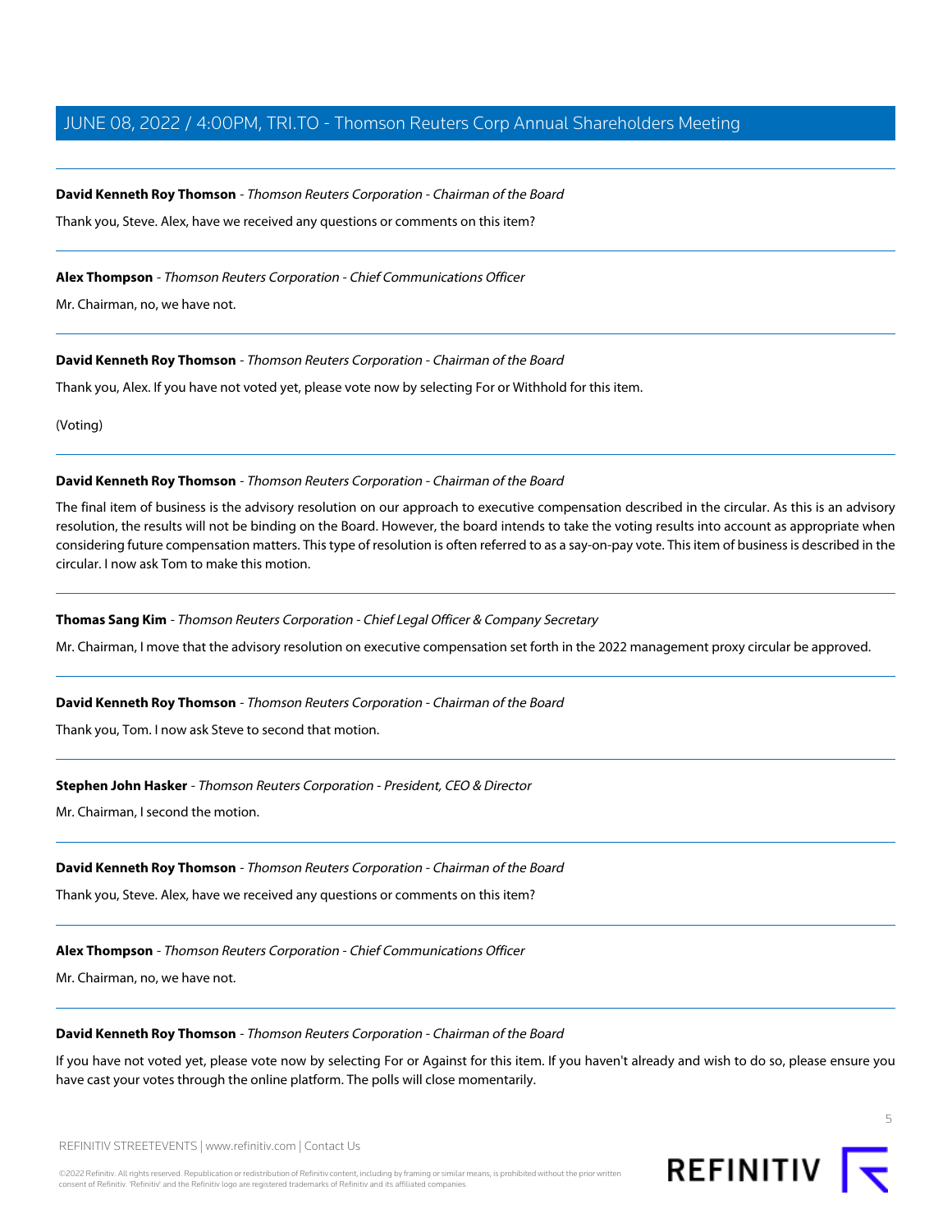**David Kenneth Roy Thomson** - *Thomson Reuters Corporation - Chairman of the Board*

Thank you, Steve. Alex, have we received any questions or comments on this item?

---

**Alex Thompson** - *Thomson Reuters Corporation - Chief Communications Officer*

Mr. Chairman, no, we have not.

---

**David Kenneth Roy Thomson** - *Thomson Reuters Corporation - Chairman of the Board*

Thank you, Alex. If you have not voted yet, please vote now by selecting For or Withhold for this item.

(Voting)

---

**David Kenneth Roy Thomson** - *Thomson Reuters Corporation - Chairman of the Board*

The final item of business is the advisory resolution on our approach to executive compensation described in the circular. As this is an advisory resolution, the results will not be binding on the Board. However, the board intends to take the voting results into account as appropriate when considering future compensation matters. This type of resolution is often referred to as a say-on-pay vote. This item of business is described in the circular. I now ask Tom to make this motion.

---

**Thomas Sang Kim** - *Thomson Reuters Corporation - Chief Legal Officer & Company Secretary*

Mr. Chairman, I move that the advisory resolution on executive compensation set forth in the 2022 management proxy circular be approved.

---

**David Kenneth Roy Thomson** - *Thomson Reuters Corporation - Chairman of the Board*

Thank you, Tom. I now ask Steve to second that motion.

---

**Stephen John Hasker** - *Thomson Reuters Corporation - President, CEO & Director*

Mr. Chairman, I second the motion.

---

**David Kenneth Roy Thomson** - *Thomson Reuters Corporation - Chairman of the Board*

Thank you, Steve. Alex, have we received any questions or comments on this item?

---

**Alex Thompson** - *Thomson Reuters Corporation - Chief Communications Officer*

Mr. Chairman, no, we have not.

---

**David Kenneth Roy Thomson** - *Thomson Reuters Corporation - Chairman of the Board*

If you have not voted yet, please vote now by selecting For or Against for this item. If you haven't already and wish to do so, please ensure you have cast your votes through the online platform. The polls will close momentarily.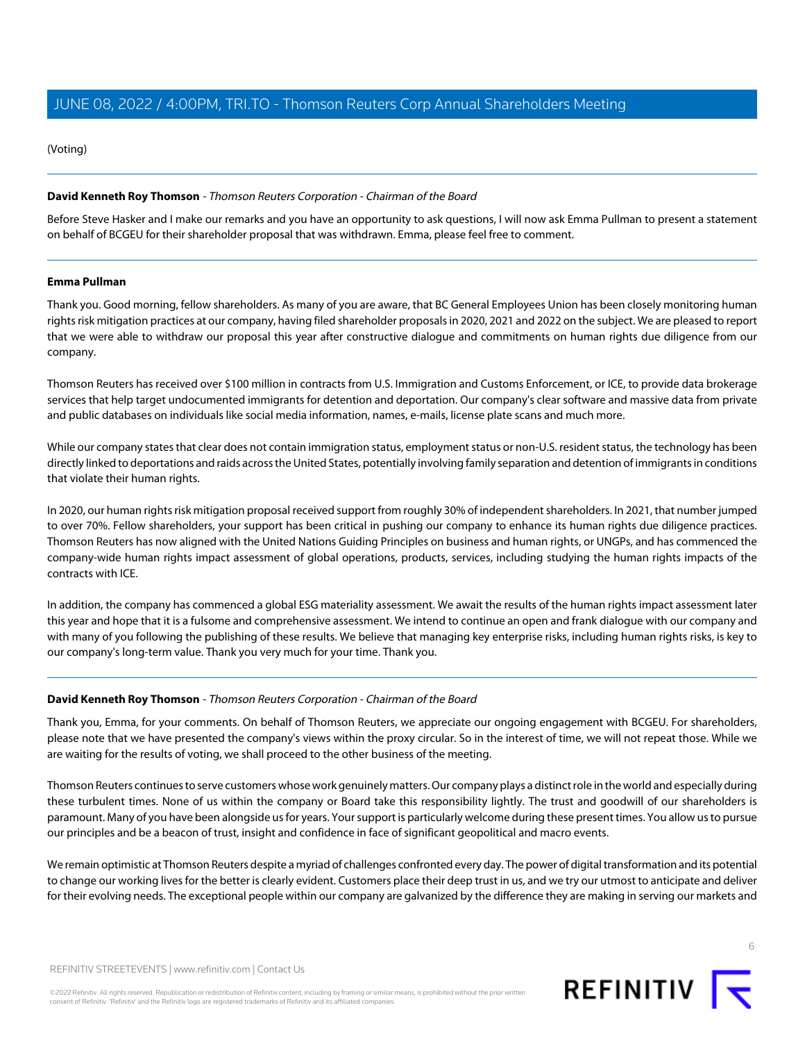(Voting)

---

**David Kenneth Roy Thomson** - *Thomson Reuters Corporation - Chairman of the Board*

Before Steve Hasker and I make our remarks and you have an opportunity to ask questions, I will now ask Emma Pullman to present a statement on behalf of BCGEU for their shareholder proposal that was withdrawn. Emma, please feel free to comment.

---

**Emma Pullman**

Thank you. Good morning, fellow shareholders. As many of you are aware, that BC General Employees Union has been closely monitoring human rights risk mitigation practices at our company, having filed shareholder proposals in 2020, 2021 and 2022 on the subject. We are pleased to report that we were able to withdraw our proposal this year after constructive dialogue and commitments on human rights due diligence from our company.

Thomson Reuters has received over $100 million in contracts from U.S. Immigration and Customs Enforcement, or ICE, to provide data brokerage services that help target undocumented immigrants for detention and deportation. Our company's clear software and massive data from private and public databases on individuals like social media information, names, e-mails, license plate scans and much more.

While our company states that clear does not contain immigration status, employment status or non-U.S. resident status, the technology has been directly linked to deportations and raids across the United States, potentially involving family separation and detention of immigrants in conditions that violate their human rights.

In 2020, our human rights risk mitigation proposal received support from roughly 30% of independent shareholders. In 2021, that number jumped to over 70%. Fellow shareholders, your support has been critical in pushing our company to enhance its human rights due diligence practices. Thomson Reuters has now aligned with the United Nations Guiding Principles on business and human rights, or UNGPs, and has commenced the company-wide human rights impact assessment of global operations, products, services, including studying the human rights impacts of the contracts with ICE.

In addition, the company has commenced a global ESG materiality assessment. We await the results of the human rights impact assessment later this year and hope that it is a fulsome and comprehensive assessment. We intend to continue an open and frank dialogue with our company and with many of you following the publishing of these results. We believe that managing key enterprise risks, including human rights risks, is key to our company's long-term value. Thank you very much for your time. Thank you.

---

**David Kenneth Roy Thomson** - *Thomson Reuters Corporation - Chairman of the Board*

Thank you, Emma, for your comments. On behalf of Thomson Reuters, we appreciate our ongoing engagement with BCGEU. For shareholders, please note that we have presented the company's views within the proxy circular. So in the interest of time, we will not repeat those. While we are waiting for the results of voting, we shall proceed to the other business of the meeting.

Thomson Reuters continues to serve customers whose work genuinely matters. Our company plays a distinct role in the world and especially during these turbulent times. None of us within the company or Board take this responsibility lightly. The trust and goodwill of our shareholders is paramount. Many of you have been alongside us for years. Your support is particularly welcome during these present times. You allow us to pursue our principles and be a beacon of trust, insight and confidence in face of significant geopolitical and macro events.

We remain optimistic at Thomson Reuters despite a myriad of challenges confronted every day. The power of digital transformation and its potential to change our working lives for the better is clearly evident. Customers place their deep trust in us, and we try our utmost to anticipate and deliver for their evolving needs. The exceptional people within our company are galvanized by the difference they are making in serving our markets and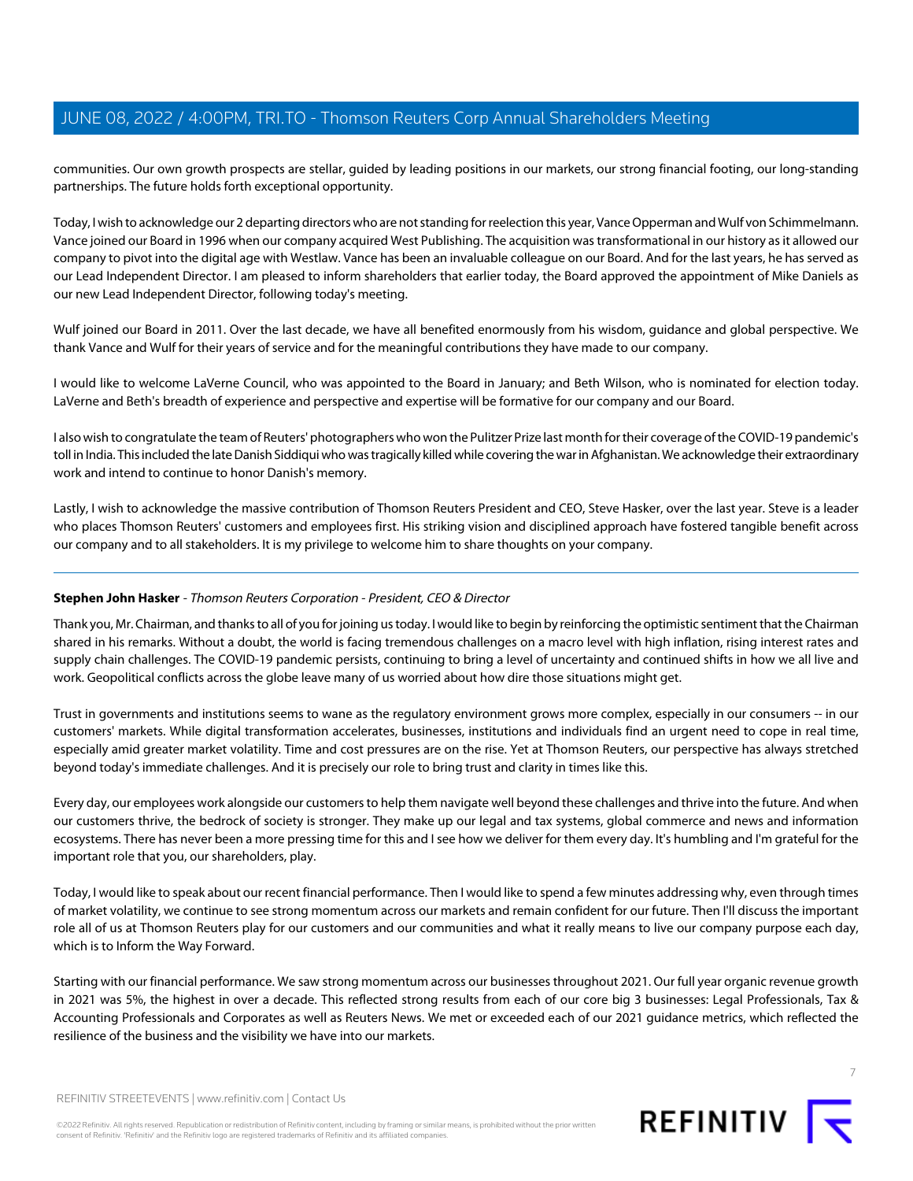communities. Our own growth prospects are stellar, guided by leading positions in our markets, our strong financial footing, our long-standing partnerships. The future holds forth exceptional opportunity.

Today, I wish to acknowledge our 2 departing directors who are not standing for reelection this year, Vance Opperman and Wulf von Schimmelmann. Vance joined our Board in 1996 when our company acquired West Publishing. The acquisition was transformational in our history as it allowed our company to pivot into the digital age with Westlaw. Vance has been an invaluable colleague on our Board. And for the last years, he has served as our Lead Independent Director. I am pleased to inform shareholders that earlier today, the Board approved the appointment of Mike Daniels as our new Lead Independent Director, following today's meeting.

Wulf joined our Board in 2011. Over the last decade, we have all benefited enormously from his wisdom, guidance and global perspective. We thank Vance and Wulf for their years of service and for the meaningful contributions they have made to our company.

I would like to welcome LaVerne Council, who was appointed to the Board in January; and Beth Wilson, who is nominated for election today. LaVerne and Beth's breadth of experience and perspective and expertise will be formative for our company and our Board.

I also wish to congratulate the team of Reuters' photographers who won the Pulitzer Prize last month for their coverage of the COVID-19 pandemic's toll in India. This included the late Danish Siddiqui who was tragically killed while covering the war in Afghanistan. We acknowledge their extraordinary work and intend to continue to honor Danish's memory.

Lastly, I wish to acknowledge the massive contribution of Thomson Reuters President and CEO, Steve Hasker, over the last year. Steve is a leader who places Thomson Reuters' customers and employees first. His striking vision and disciplined approach have fostered tangible benefit across our company and to all stakeholders. It is my privilege to welcome him to share thoughts on your company.

---

**Stephen John Hasker** - *Thomson Reuters Corporation - President, CEO & Director*

Thank you, Mr. Chairman, and thanks to all of you for joining us today. I would like to begin by reinforcing the optimistic sentiment that the Chairman shared in his remarks. Without a doubt, the world is facing tremendous challenges on a macro level with high inflation, rising interest rates and supply chain challenges. The COVID-19 pandemic persists, continuing to bring a level of uncertainty and continued shifts in how we all live and work. Geopolitical conflicts across the globe leave many of us worried about how dire those situations might get.

Trust in governments and institutions seems to wane as the regulatory environment grows more complex, especially in our consumers -- in our customers' markets. While digital transformation accelerates, businesses, institutions and individuals find an urgent need to cope in real time, especially amid greater market volatility. Time and cost pressures are on the rise. Yet at Thomson Reuters, our perspective has always stretched beyond today's immediate challenges. And it is precisely our role to bring trust and clarity in times like this.

Every day, our employees work alongside our customers to help them navigate well beyond these challenges and thrive into the future. And when our customers thrive, the bedrock of society is stronger. They make up our legal and tax systems, global commerce and news and information ecosystems. There has never been a more pressing time for this and I see how we deliver for them every day. It's humbling and I'm grateful for the important role that you, our shareholders, play.

Today, I would like to speak about our recent financial performance. Then I would like to spend a few minutes addressing why, even through times of market volatility, we continue to see strong momentum across our markets and remain confident for our future. Then I'll discuss the important role all of us at Thomson Reuters play for our customers and our communities and what it really means to live our company purpose each day, which is to Inform the Way Forward.

Starting with our financial performance. We saw strong momentum across our businesses throughout 2021. Our full year organic revenue growth in 2021 was 5%, the highest in over a decade. This reflected strong results from each of our core big 3 businesses: Legal Professionals, Tax & Accounting Professionals and Corporates as well as Reuters News. We met or exceeded each of our 2021 guidance metrics, which reflected the resilience of the business and the visibility we have into our markets.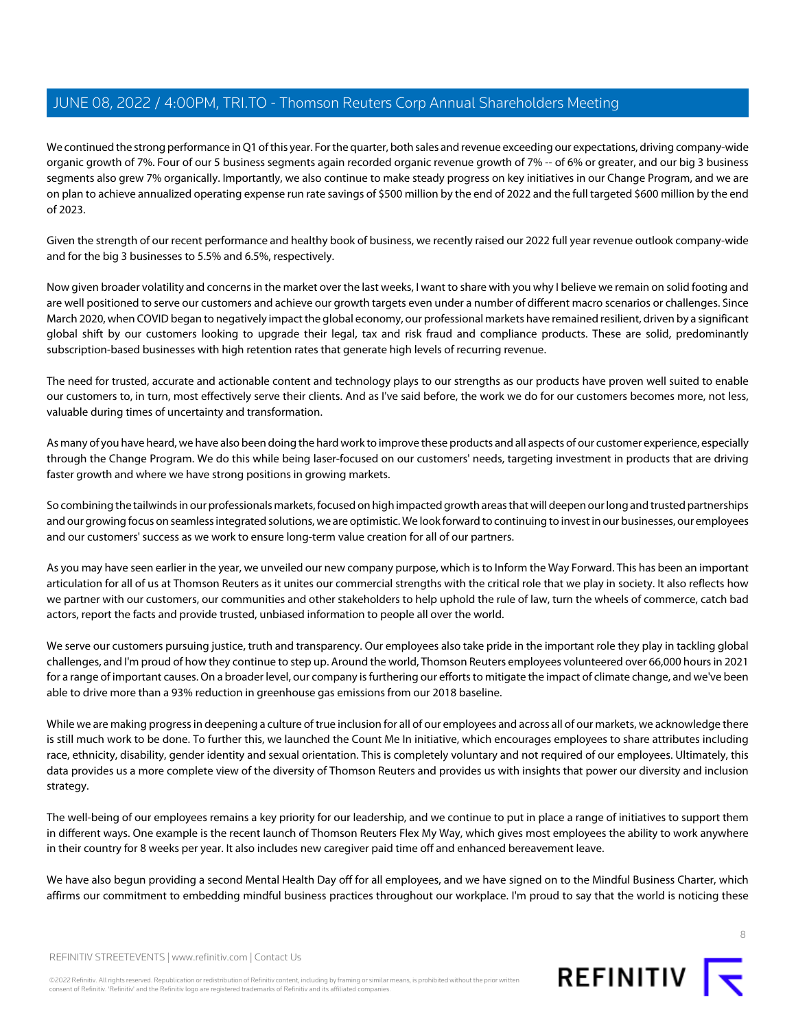We continued the strong performance in Q1 of this year. For the quarter, both sales and revenue exceeding our expectations, driving company-wide organic growth of 7%. Four of our 5 business segments again recorded organic revenue growth of 7% -- of 6% or greater, and our big 3 business segments also grew 7% organically. Importantly, we also continue to make steady progress on key initiatives in our Change Program, and we are on plan to achieve annualized operating expense run rate savings of $500 million by the end of 2022 and the full targeted $600 million by the end of 2023.

Given the strength of our recent performance and healthy book of business, we recently raised our 2022 full year revenue outlook company-wide and for the big 3 businesses to 5.5% and 6.5%, respectively.

Now given broader volatility and concerns in the market over the last weeks, I want to share with you why I believe we remain on solid footing and are well positioned to serve our customers and achieve our growth targets even under a number of different macro scenarios or challenges. Since March 2020, when COVID began to negatively impact the global economy, our professional markets have remained resilient, driven by a significant global shift by our customers looking to upgrade their legal, tax and risk fraud and compliance products. These are solid, predominantly subscription-based businesses with high retention rates that generate high levels of recurring revenue.

The need for trusted, accurate and actionable content and technology plays to our strengths as our products have proven well suited to enable our customers to, in turn, most effectively serve their clients. And as I've said before, the work we do for our customers becomes more, not less, valuable during times of uncertainty and transformation.

As many of you have heard, we have also been doing the hard work to improve these products and all aspects of our customer experience, especially through the Change Program. We do this while being laser-focused on our customers' needs, targeting investment in products that are driving faster growth and where we have strong positions in growing markets.

So combining the tailwinds in our professionals markets, focused on high impacted growth areas that will deepen our long and trusted partnerships and our growing focus on seamless integrated solutions, we are optimistic. We look forward to continuing to invest in our businesses, our employees and our customers' success as we work to ensure long-term value creation for all of our partners.

As you may have seen earlier in the year, we unveiled our new company purpose, which is to Inform the Way Forward. This has been an important articulation for all of us at Thomson Reuters as it unites our commercial strengths with the critical role that we play in society. It also reflects how we partner with our customers, our communities and other stakeholders to help uphold the rule of law, turn the wheels of commerce, catch bad actors, report the facts and provide trusted, unbiased information to people all over the world.

We serve our customers pursuing justice, truth and transparency. Our employees also take pride in the important role they play in tackling global challenges, and I'm proud of how they continue to step up. Around the world, Thomson Reuters employees volunteered over 66,000 hours in 2021 for a range of important causes. On a broader level, our company is furthering our efforts to mitigate the impact of climate change, and we've been able to drive more than a 93% reduction in greenhouse gas emissions from our 2018 baseline.

While we are making progress in deepening a culture of true inclusion for all of our employees and across all of our markets, we acknowledge there is still much work to be done. To further this, we launched the Count Me In initiative, which encourages employees to share attributes including race, ethnicity, disability, gender identity and sexual orientation. This is completely voluntary and not required of our employees. Ultimately, this data provides us a more complete view of the diversity of Thomson Reuters and provides us with insights that power our diversity and inclusion strategy.

The well-being of our employees remains a key priority for our leadership, and we continue to put in place a range of initiatives to support them in different ways. One example is the recent launch of Thomson Reuters Flex My Way, which gives most employees the ability to work anywhere in their country for 8 weeks per year. It also includes new caregiver paid time off and enhanced bereavement leave.

We have also begun providing a second Mental Health Day off for all employees, and we have signed on to the Mindful Business Charter, which affirms our commitment to embedding mindful business practices throughout our workplace. I'm proud to say that the world is noticing these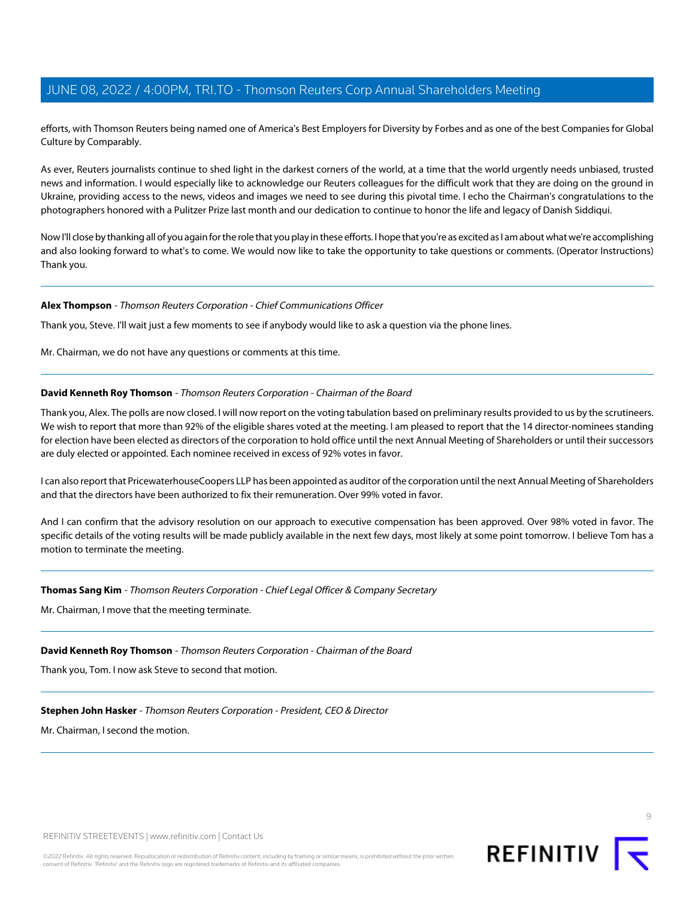efforts, with Thomson Reuters being named one of America's Best Employers for Diversity by Forbes and as one of the best Companies for Global Culture by Comparably.

As ever, Reuters journalists continue to shed light in the darkest corners of the world, at a time that the world urgently needs unbiased, trusted news and information. I would especially like to acknowledge our Reuters colleagues for the difficult work that they are doing on the ground in Ukraine, providing access to the news, videos and images we need to see during this pivotal time. I echo the Chairman's congratulations to the photographers honored with a Pulitzer Prize last month and our dedication to continue to honor the life and legacy of Danish Siddiqui.

Now I'll close by thanking all of you again for the role that you play in these efforts. I hope that you're as excited as I am about what we're accomplishing and also looking forward to what's to come. We would now like to take the opportunity to take questions or comments. (Operator Instructions) Thank you.

---

**Alex Thompson** - *Thomson Reuters Corporation - Chief Communications Officer*

Thank you, Steve. I'll wait just a few moments to see if anybody would like to ask a question via the phone lines.

Mr. Chairman, we do not have any questions or comments at this time.

---

**David Kenneth Roy Thomson** - *Thomson Reuters Corporation - Chairman of the Board*

Thank you, Alex. The polls are now closed. I will now report on the voting tabulation based on preliminary results provided to us by the scrutineers. We wish to report that more than 92% of the eligible shares voted at the meeting. I am pleased to report that the 14 director-nominees standing for election have been elected as directors of the corporation to hold office until the next Annual Meeting of Shareholders or until their successors are duly elected or appointed. Each nominee received in excess of 92% votes in favor.

I can also report that PricewaterhouseCoopers LLP has been appointed as auditor of the corporation until the next Annual Meeting of Shareholders and that the directors have been authorized to fix their remuneration. Over 99% voted in favor.

And I can confirm that the advisory resolution on our approach to executive compensation has been approved. Over 98% voted in favor. The specific details of the voting results will be made publicly available in the next few days, most likely at some point tomorrow. I believe Tom has a motion to terminate the meeting.

---

**Thomas Sang Kim** - *Thomson Reuters Corporation - Chief Legal Officer & Company Secretary*

Mr. Chairman, I move that the meeting terminate.

---

**David Kenneth Roy Thomson** - *Thomson Reuters Corporation - Chairman of the Board*

Thank you, Tom. I now ask Steve to second that motion.

---

**Stephen John Hasker** - *Thomson Reuters Corporation - President, CEO & Director*

Mr. Chairman, I second the motion.

---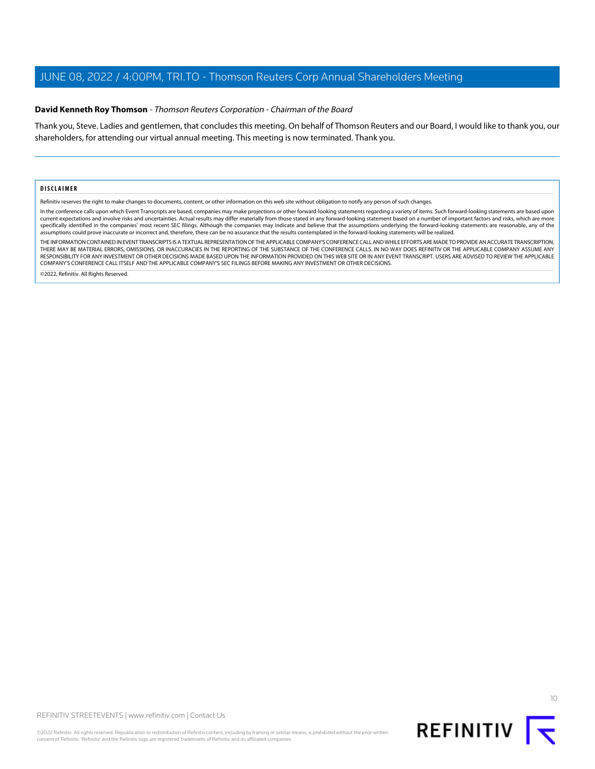**David Kenneth Roy Thomson** - *Thomson Reuters Corporation - Chairman of the Board*

Thank you, Steve. Ladies and gentlemen, that concludes this meeting. On behalf of Thomson Reuters and our Board, I would like to thank you, our shareholders, for attending our virtual annual meeting. This meeting is now terminated. Thank you.

---

**DISCLAIMER**

Refinitiv reserves the right to make changes to documents, content, or other information on this web site without obligation to notify any person of such changes.

In the conference calls upon which Event Transcripts are based, companies may make projections or other forward-looking statements regarding a variety of items. Such forward-looking statements are based upon current expectations and involve risks and uncertainties. Actual results may differ materially from those stated in any forward-looking statement based on a number of important factors and risks, which are more specifically identified in the companies' most recent SEC filings. Although the companies may indicate and believe that the assumptions underlying the forward-looking statements are reasonable, any of the assumptions could prove inaccurate or incorrect and, therefore, there can be no assurance that the results contemplated in the forward-looking statements will be realized.

THE INFORMATION CONTAINED IN EVENT TRANSCRIPTS IS A TEXTUAL REPRESENTATION OF THE APPLICABLE COMPANY'S CONFERENCE CALL AND WHILE EFFORTS ARE MADE TO PROVIDE AN ACCURATE TRANSCRIPTION, THERE MAY BE MATERIAL ERRORS, OMISSIONS, OR INACCURACIES IN THE REPORTING OF THE SUBSTANCE OF THE CONFERENCE CALLS. IN NO WAY DOES REFINITIV OR THE APPLICABLE COMPANY ASSUME ANY RESPONSIBILITY FOR ANY INVESTMENT OR OTHER DECISIONS MADE BASED UPON THE INFORMATION PROVIDED ON THIS WEB SITE OR IN ANY EVENT TRANSCRIPT. USERS ARE ADVISED TO REVIEW THE APPLICABLE COMPANY'S CONFERENCE CALL ITSELF AND THE APPLICABLE COMPANY'S SEC FILINGS BEFORE MAKING ANY INVESTMENT OR OTHER DECISIONS.

©2022, Refinitiv. All Rights Reserved.